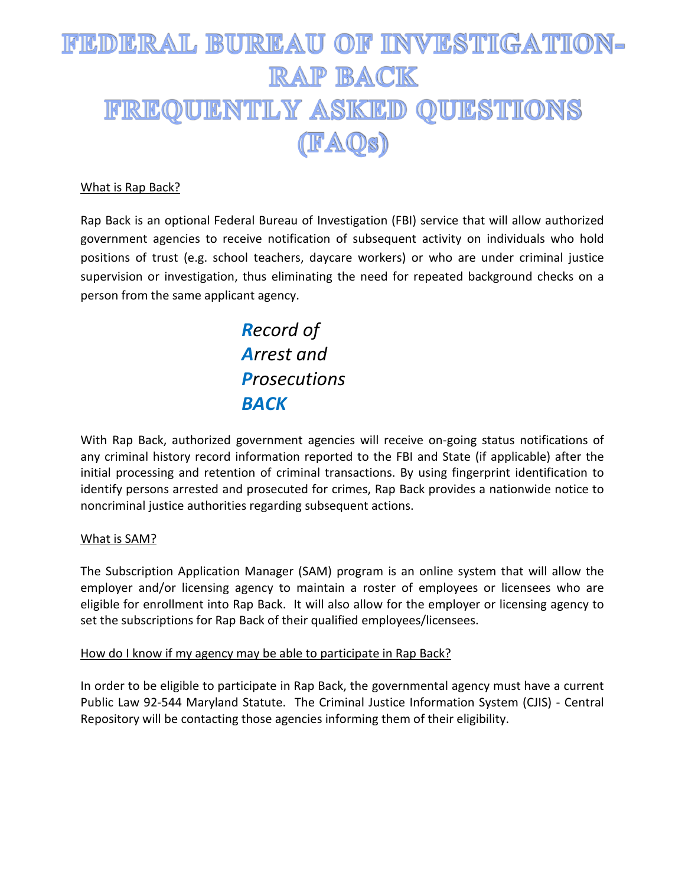# FEDERAL BUREAU OF INVESTIGATION- RAP BACK FREQUENTLY ASKED QUESTIONS (FAQs)

What is Rap Back?

Rap Back is an optional Federal Bureau of Investigation (FBI) service that will allow authorized government agencies to receive notification of subsequent activity on individuals who hold positions of trust (e.g. school teachers, daycare workers) or who are under criminal justice supervision or investigation, thus eliminating the need for repeated background checks on a person from the same applicant agency.

*Record of*
*Arrest and*
*Prosecutions*
***BACK***

With Rap Back, authorized government agencies will receive on-going status notifications of any criminal history record information reported to the FBI and State (if applicable) after the initial processing and retention of criminal transactions. By using fingerprint identification to identify persons arrested and prosecuted for crimes, Rap Back provides a nationwide notice to noncriminal justice authorities regarding subsequent actions.

What is SAM?

The Subscription Application Manager (SAM) program is an online system that will allow the employer and/or licensing agency to maintain a roster of employees or licensees who are eligible for enrollment into Rap Back. It will also allow for the employer or licensing agency to set the subscriptions for Rap Back of their qualified employees/licensees.

How do I know if my agency may be able to participate in Rap Back?

In order to be eligible to participate in Rap Back, the governmental agency must have a current Public Law 92-544 Maryland Statute. The Criminal Justice Information System (CJIS) - Central Repository will be contacting those agencies informing them of their eligibility.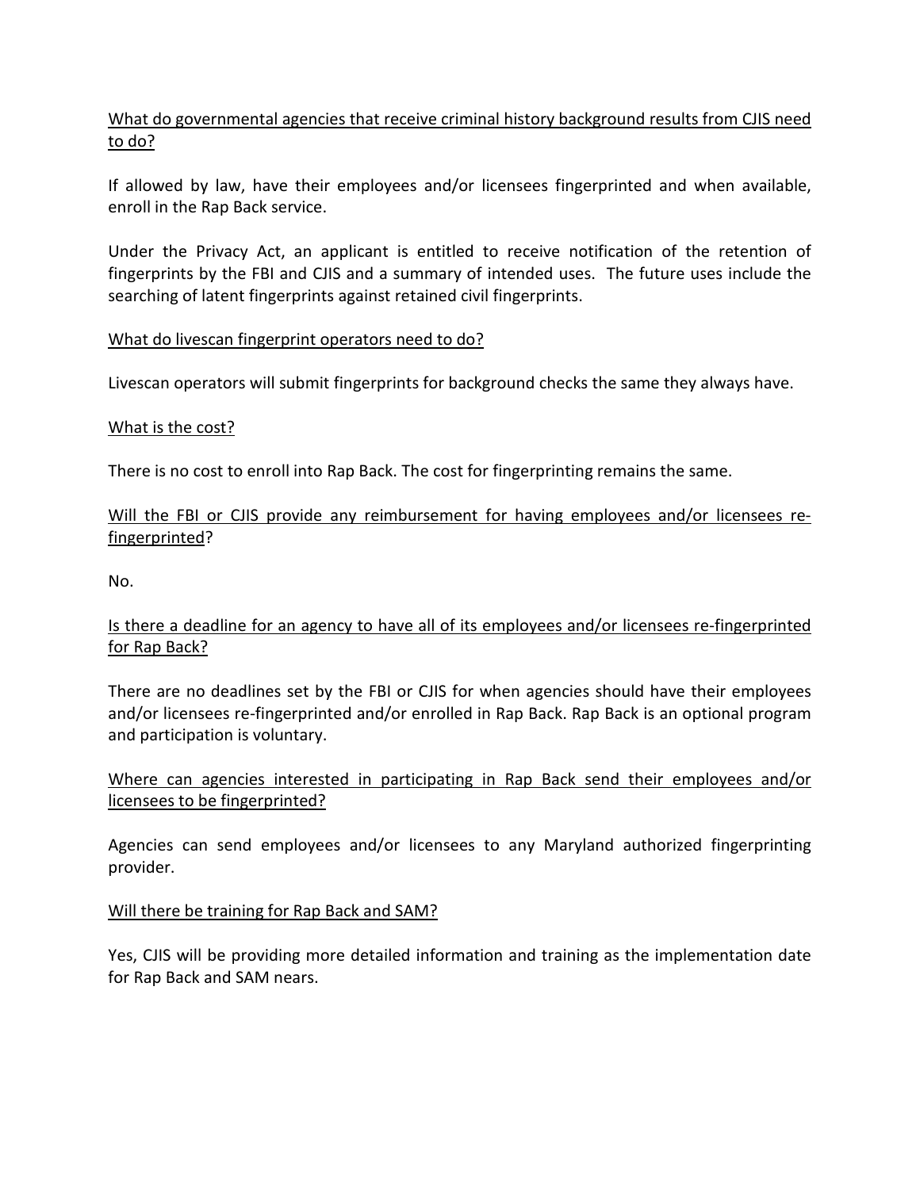<u>What do governmental agencies that receive criminal history background results from CJIS need to do?</u>

If allowed by law, have their employees and/or licensees fingerprinted and when available, enroll in the Rap Back service.

Under the Privacy Act, an applicant is entitled to receive notification of the retention of fingerprints by the FBI and CJIS and a summary of intended uses. The future uses include the searching of latent fingerprints against retained civil fingerprints.

<u>What do livescan fingerprint operators need to do?</u>

Livescan operators will submit fingerprints for background checks the same they always have.

<u>What is the cost?</u>

There is no cost to enroll into Rap Back. The cost for fingerprinting remains the same.

<u>Will the FBI or CJIS provide any reimbursement for having employees and/or licensees re-fingerprinted</u>?

No.

<u>Is there a deadline for an agency to have all of its employees and/or licensees re-fingerprinted for Rap Back?</u>

There are no deadlines set by the FBI or CJIS for when agencies should have their employees and/or licensees re-fingerprinted and/or enrolled in Rap Back. Rap Back is an optional program and participation is voluntary.

<u>Where can agencies interested in participating in Rap Back send their employees and/or licensees to be fingerprinted?</u>

Agencies can send employees and/or licensees to any Maryland authorized fingerprinting provider.

<u>Will there be training for Rap Back and SAM?</u>

Yes, CJIS will be providing more detailed information and training as the implementation date for Rap Back and SAM nears.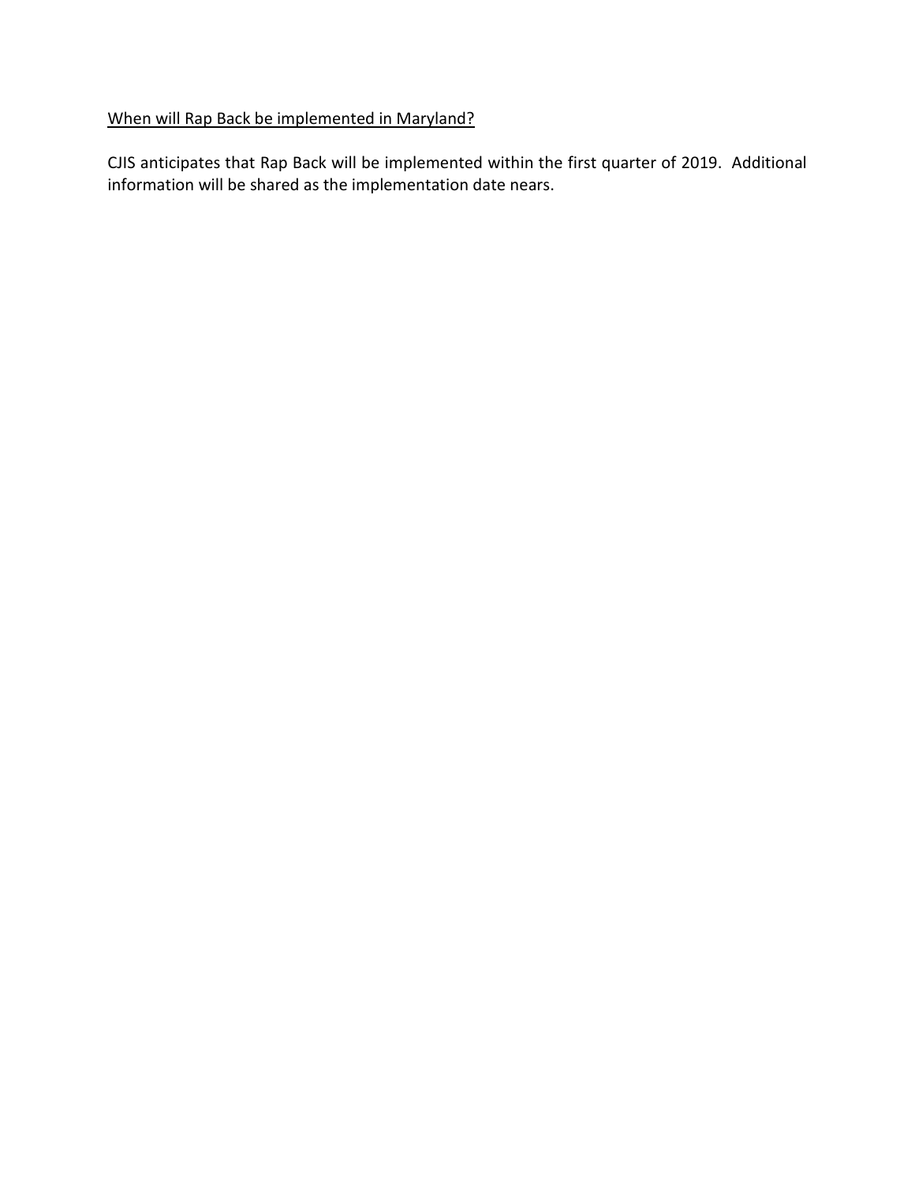When will Rap Back be implemented in Maryland?

CJIS anticipates that Rap Back will be implemented within the first quarter of 2019. Additional information will be shared as the implementation date nears.